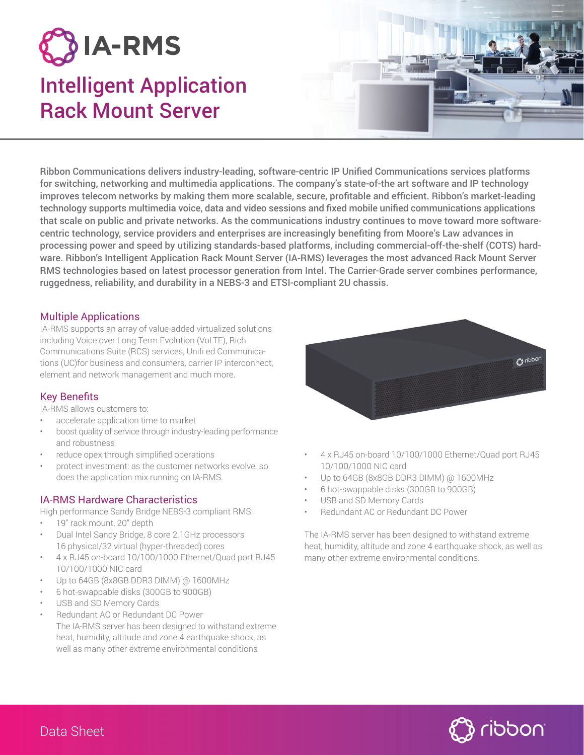# IA-RMS

## Intelligent Application Rack Mount Server

Ribbon Communications delivers industry-leading, software-centric IP Unified Communications services platforms for switching, networking and multimedia applications. The company's state-of-the art software and IP technology improves telecom networks by making them more scalable, secure, profitable and efficient. Ribbon's market-leading technology supports multimedia voice, data and video sessions and fixed mobile unified communications applications that scale on public and private networks. As the communications industry continues to move toward more software-centric technology, service providers and enterprises are increasingly benefiting from Moore's Law advances in processing power and speed by utilizing standards-based platforms, including commercial-off-the-shelf (COTS) hardware. Ribbon's Intelligent Application Rack Mount Server (IA-RMS) leverages the most advanced Rack Mount Server RMS technologies based on latest processor generation from Intel. The Carrier-Grade server combines performance, ruggedness, reliability, and durability in a NEBS-3 and ETSI-compliant 2U chassis.

### Multiple Applications

IA-RMS supports an array of value-added virtualized solutions including Voice over Long Term Evolution (VoLTE), Rich Communications Suite (RCS) services, Unifi ed Communications (UC)for business and consumers, carrier IP interconnect, element and network management and much more.

### Key Benefits

IA-RMS allows customers to:

- accelerate application time to market
- boost quality of service through industry-leading performance and robustness
- reduce opex through simplified operations
- protect investment: as the customer networks evolve, so does the application mix running on IA-RMS.

### IA-RMS Hardware Characteristics

High performance Sandy Bridge NEBS-3 compliant RMS:

- 19" rack mount, 20" depth
- Dual Intel Sandy Bridge, 8 core 2.1GHz processors 16 physical/32 virtual (hyper-threaded) cores
- 4 x RJ45 on-board 10/100/1000 Ethernet/Quad port RJ45 10/100/1000 NIC card
- Up to 64GB (8x8GB DDR3 DIMM) @ 1600MHz
- 6 hot-swappable disks (300GB to 900GB)
- USB and SD Memory Cards
- Redundant AC or Redundant DC Power
  The IA-RMS server has been designed to withstand extreme heat, humidity, altitude and zone 4 earthquake shock, as well as many other extreme environmental conditions

- 4 x RJ45 on-board 10/100/1000 Ethernet/Quad port RJ45 10/100/1000 NIC card
- Up to 64GB (8x8GB DDR3 DIMM) @ 1600MHz
- 6 hot-swappable disks (300GB to 900GB)
- USB and SD Memory Cards
- Redundant AC or Redundant DC Power

The IA-RMS server has been designed to withstand extreme heat, humidity, altitude and zone 4 earthquake shock, as well as many other extreme environmental conditions.

Data Sheet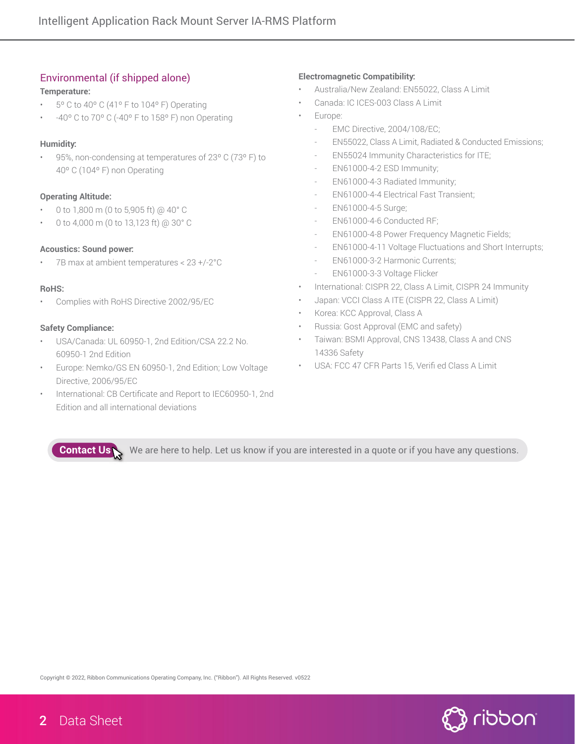## Environmental (if shipped alone)

**Temperature:**

- 5º C to 40º C (41º F to 104º F) Operating
- -40º C to 70º C (-40º F to 158º F) non Operating

**Humidity:**

- 95%, non-condensing at temperatures of 23º C (73º F) to 40º C (104º F) non Operating

**Operating Altitude:**

- 0 to 1,800 m (0 to 5,905 ft) @ 40° C
- 0 to 4,000 m (0 to 13,123 ft) @ 30° C

**Acoustics: Sound power:**

- 7B max at ambient temperatures < 23 +/-2°C

**RoHS:**

- Complies with RoHS Directive 2002/95/EC

**Safety Compliance:**

- USA/Canada: UL 60950-1, 2nd Edition/CSA 22.2 No. 60950-1 2nd Edition
- Europe: Nemko/GS EN 60950-1, 2nd Edition; Low Voltage Directive, 2006/95/EC
- International: CB Certificate and Report to IEC60950-1, 2nd Edition and all international deviations

**Electromagnetic Compatibility:**

- Australia/New Zealand: EN55022, Class A Limit
- Canada: IC ICES-003 Class A Limit
- Europe:
  - EMC Directive, 2004/108/EC;
  - EN55022, Class A Limit, Radiated & Conducted Emissions;
  - EN55024 Immunity Characteristics for ITE;
  - EN61000-4-2 ESD Immunity;
  - EN61000-4-3 Radiated Immunity;
  - EN61000-4-4 Electrical Fast Transient;
  - EN61000-4-5 Surge;
  - EN61000-4-6 Conducted RF;
  - EN61000-4-8 Power Frequency Magnetic Fields;
  - EN61000-4-11 Voltage Fluctuations and Short Interrupts;
  - EN61000-3-2 Harmonic Currents;
  - EN61000-3-3 Voltage Flicker
- International: CISPR 22, Class A Limit, CISPR 24 Immunity
- Japan: VCCI Class A ITE (CISPR 22, Class A Limit)
- Korea: KCC Approval, Class A
- Russia: Gost Approval (EMC and safety)
- Taiwan: BSMI Approval, CNS 13438, Class A and CNS 14336 Safety
- USA: FCC 47 CFR Parts 15, Verifi ed Class A Limit

**Contact Us** We are here to help. Let us know if you are interested in a quote or if you have any questions.

Copyright © 2022, Ribbon Communications Operating Company, Inc. ("Ribbon"). All Rights Reserved. v0522